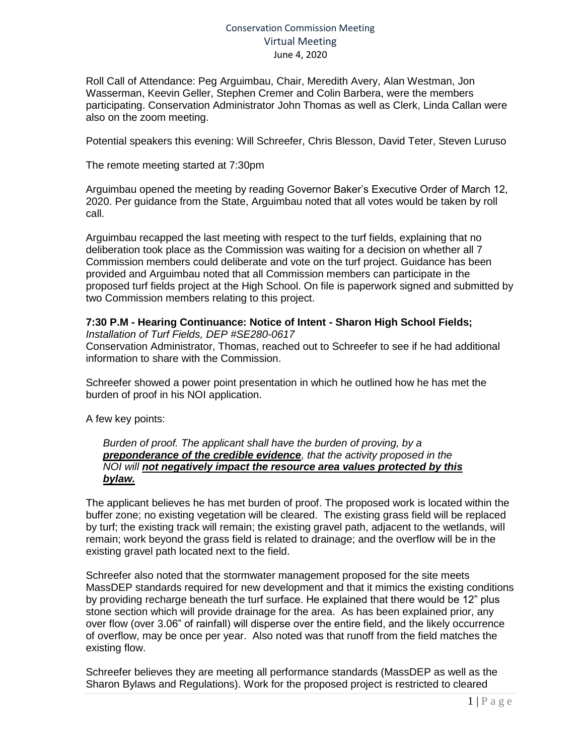# Conservation Commission Meeting
## Virtual Meeting
### June 4, 2020

Roll Call of Attendance: Peg Arguimbau, Chair, Meredith Avery, Alan Westman, Jon Wasserman, Keevin Geller, Stephen Cremer and Colin Barbera, were the members participating. Conservation Administrator John Thomas as well as Clerk, Linda Callan were also on the zoom meeting.

Potential speakers this evening: Will Schreefer, Chris Blesson, David Teter, Steven Luruso

The remote meeting started at 7:30pm

Arguimbau opened the meeting by reading Governor Baker's Executive Order of March 12, 2020. Per guidance from the State, Arguimbau noted that all votes would be taken by roll call.

Arguimbau recapped the last meeting with respect to the turf fields, explaining that no deliberation took place as the Commission was waiting for a decision on whether all 7 Commission members could deliberate and vote on the turf project. Guidance has been provided and Arguimbau noted that all Commission members can participate in the proposed turf fields project at the High School. On file is paperwork signed and submitted by two Commission members relating to this project.

**7:30 P.M - Hearing Continuance: Notice of Intent - Sharon High School Fields;**
*Installation of Turf Fields, DEP #SE280-0617*
Conservation Administrator, Thomas, reached out to Schreefer to see if he had additional information to share with the Commission.

Schreefer showed a power point presentation in which he outlined how he has met the burden of proof in his NOI application.

A few key points:

> *Burden of proof. The applicant shall have the burden of proving, by a* ***preponderance of the credible evidence****, that the activity proposed in the NOI will* ***not negatively impact the resource area values protected by this bylaw.***

The applicant believes he has met burden of proof. The proposed work is located within the buffer zone; no existing vegetation will be cleared. The existing grass field will be replaced by turf; the existing track will remain; the existing gravel path, adjacent to the wetlands, will remain; work beyond the grass field is related to drainage; and the overflow will be in the existing gravel path located next to the field.

Schreefer also noted that the stormwater management proposed for the site meets MassDEP standards required for new development and that it mimics the existing conditions by providing recharge beneath the turf surface. He explained that there would be 12" plus stone section which will provide drainage for the area. As has been explained prior, any over flow (over 3.06" of rainfall) will disperse over the entire field, and the likely occurrence of overflow, may be once per year. Also noted was that runoff from the field matches the existing flow.

Schreefer believes they are meeting all performance standards (MassDEP as well as the Sharon Bylaws and Regulations). Work for the proposed project is restricted to cleared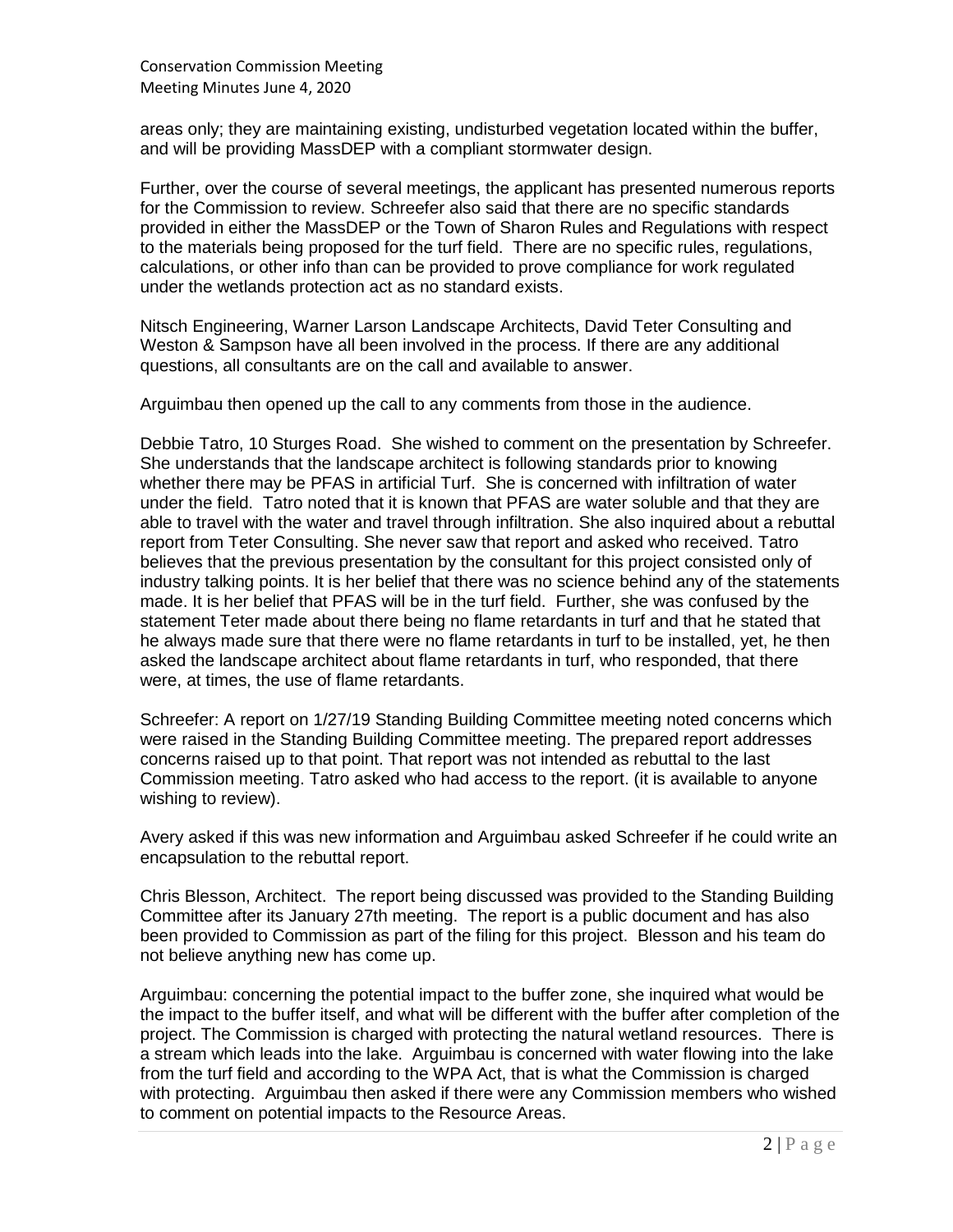areas only; they are maintaining existing, undisturbed vegetation located within the buffer, and will be providing MassDEP with a compliant stormwater design.

Further, over the course of several meetings, the applicant has presented numerous reports for the Commission to review. Schreefer also said that there are no specific standards provided in either the MassDEP or the Town of Sharon Rules and Regulations with respect to the materials being proposed for the turf field. There are no specific rules, regulations, calculations, or other info than can be provided to prove compliance for work regulated under the wetlands protection act as no standard exists.

Nitsch Engineering, Warner Larson Landscape Architects, David Teter Consulting and Weston & Sampson have all been involved in the process. If there are any additional questions, all consultants are on the call and available to answer.

Arguimbau then opened up the call to any comments from those in the audience.

Debbie Tatro, 10 Sturges Road. She wished to comment on the presentation by Schreefer. She understands that the landscape architect is following standards prior to knowing whether there may be PFAS in artificial Turf. She is concerned with infiltration of water under the field. Tatro noted that it is known that PFAS are water soluble and that they are able to travel with the water and travel through infiltration. She also inquired about a rebuttal report from Teter Consulting. She never saw that report and asked who received. Tatro believes that the previous presentation by the consultant for this project consisted only of industry talking points. It is her belief that there was no science behind any of the statements made. It is her belief that PFAS will be in the turf field. Further, she was confused by the statement Teter made about there being no flame retardants in turf and that he stated that he always made sure that there were no flame retardants in turf to be installed, yet, he then asked the landscape architect about flame retardants in turf, who responded, that there were, at times, the use of flame retardants.

Schreefer: A report on 1/27/19 Standing Building Committee meeting noted concerns which were raised in the Standing Building Committee meeting. The prepared report addresses concerns raised up to that point. That report was not intended as rebuttal to the last Commission meeting. Tatro asked who had access to the report. (it is available to anyone wishing to review).

Avery asked if this was new information and Arguimbau asked Schreefer if he could write an encapsulation to the rebuttal report.

Chris Blesson, Architect. The report being discussed was provided to the Standing Building Committee after its January 27th meeting. The report is a public document and has also been provided to Commission as part of the filing for this project. Blesson and his team do not believe anything new has come up.

Arguimbau: concerning the potential impact to the buffer zone, she inquired what would be the impact to the buffer itself, and what will be different with the buffer after completion of the project. The Commission is charged with protecting the natural wetland resources. There is a stream which leads into the lake. Arguimbau is concerned with water flowing into the lake from the turf field and according to the WPA Act, that is what the Commission is charged with protecting. Arguimbau then asked if there were any Commission members who wished to comment on potential impacts to the Resource Areas.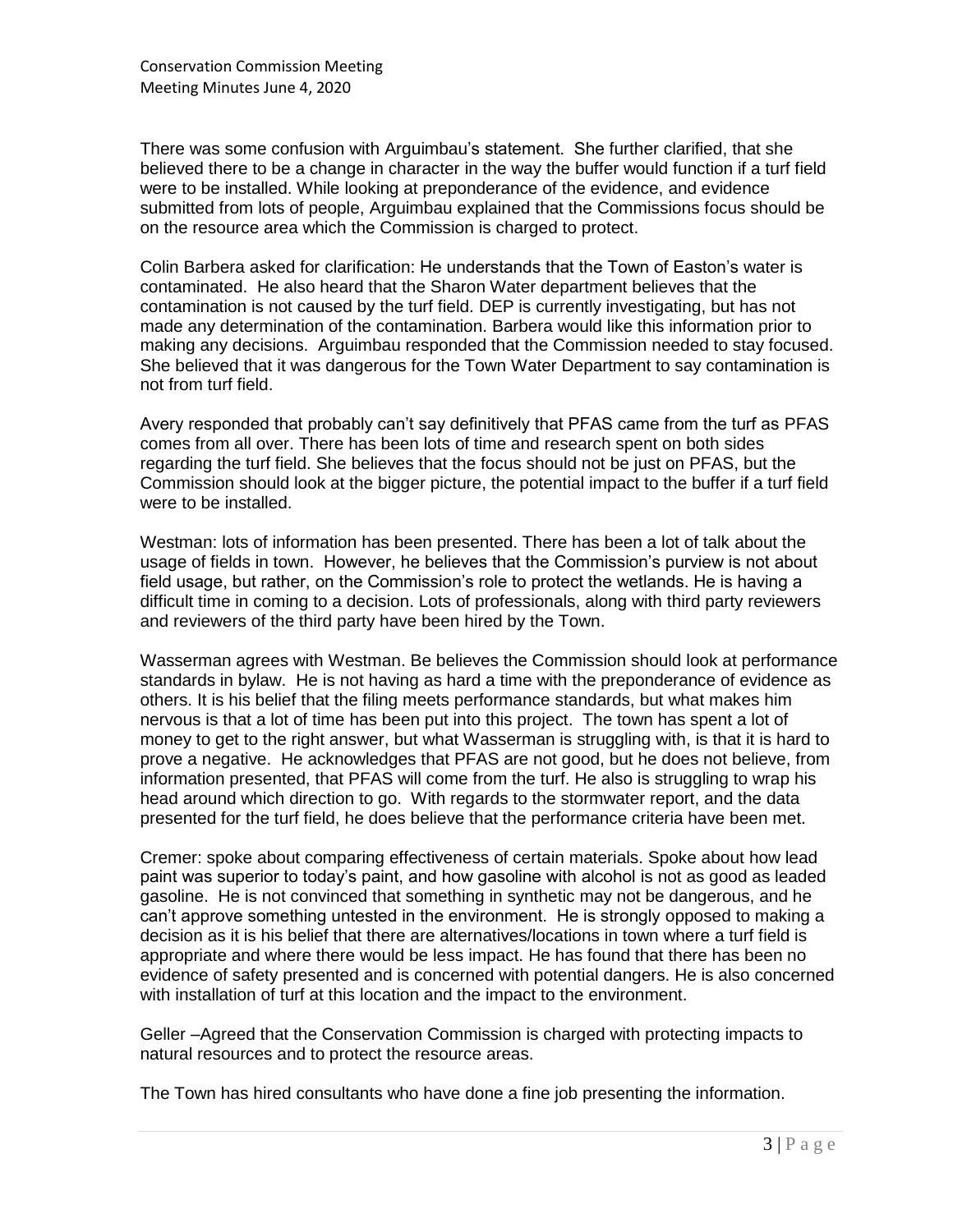There was some confusion with Arguimbau's statement. She further clarified, that she believed there to be a change in character in the way the buffer would function if a turf field were to be installed. While looking at preponderance of the evidence, and evidence submitted from lots of people, Arguimbau explained that the Commissions focus should be on the resource area which the Commission is charged to protect.

Colin Barbera asked for clarification: He understands that the Town of Easton's water is contaminated. He also heard that the Sharon Water department believes that the contamination is not caused by the turf field. DEP is currently investigating, but has not made any determination of the contamination. Barbera would like this information prior to making any decisions. Arguimbau responded that the Commission needed to stay focused. She believed that it was dangerous for the Town Water Department to say contamination is not from turf field.

Avery responded that probably can't say definitively that PFAS came from the turf as PFAS comes from all over. There has been lots of time and research spent on both sides regarding the turf field. She believes that the focus should not be just on PFAS, but the Commission should look at the bigger picture, the potential impact to the buffer if a turf field were to be installed.

Westman: lots of information has been presented. There has been a lot of talk about the usage of fields in town. However, he believes that the Commission's purview is not about field usage, but rather, on the Commission's role to protect the wetlands. He is having a difficult time in coming to a decision. Lots of professionals, along with third party reviewers and reviewers of the third party have been hired by the Town.

Wasserman agrees with Westman. Be believes the Commission should look at performance standards in bylaw. He is not having as hard a time with the preponderance of evidence as others. It is his belief that the filing meets performance standards, but what makes him nervous is that a lot of time has been put into this project. The town has spent a lot of money to get to the right answer, but what Wasserman is struggling with, is that it is hard to prove a negative. He acknowledges that PFAS are not good, but he does not believe, from information presented, that PFAS will come from the turf. He also is struggling to wrap his head around which direction to go. With regards to the stormwater report, and the data presented for the turf field, he does believe that the performance criteria have been met.

Cremer: spoke about comparing effectiveness of certain materials. Spoke about how lead paint was superior to today's paint, and how gasoline with alcohol is not as good as leaded gasoline. He is not convinced that something in synthetic may not be dangerous, and he can't approve something untested in the environment. He is strongly opposed to making a decision as it is his belief that there are alternatives/locations in town where a turf field is appropriate and where there would be less impact. He has found that there has been no evidence of safety presented and is concerned with potential dangers. He is also concerned with installation of turf at this location and the impact to the environment.

Geller –Agreed that the Conservation Commission is charged with protecting impacts to natural resources and to protect the resource areas.

The Town has hired consultants who have done a fine job presenting the information.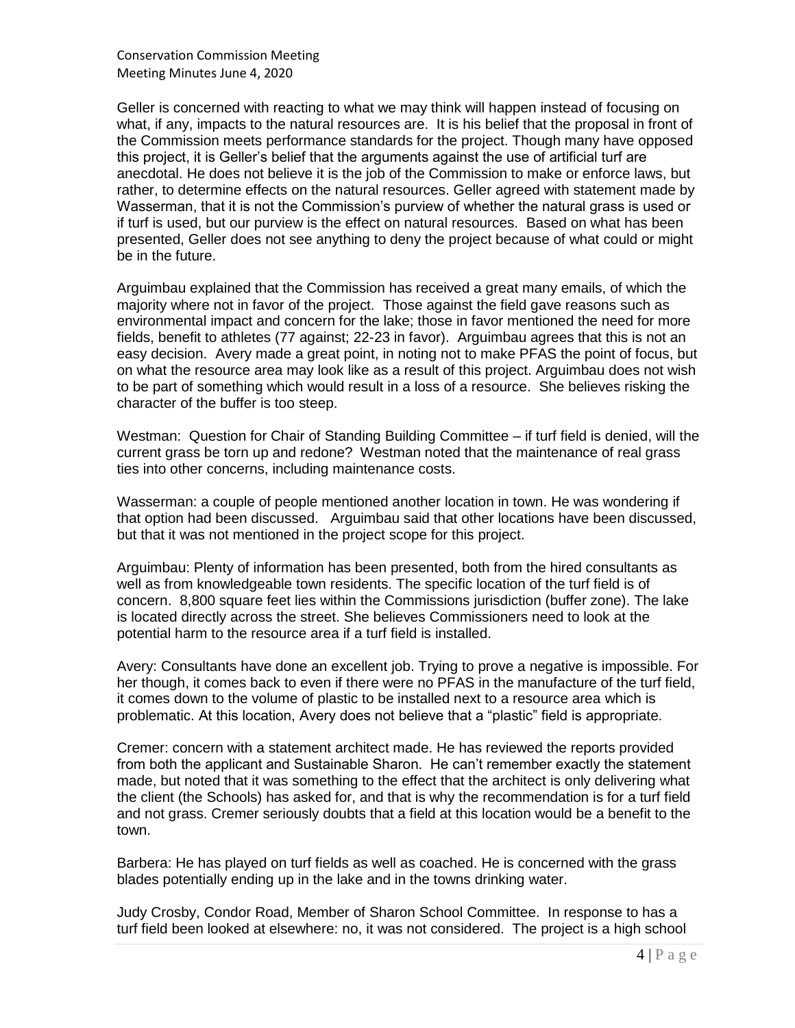Geller is concerned with reacting to what we may think will happen instead of focusing on what, if any, impacts to the natural resources are. It is his belief that the proposal in front of the Commission meets performance standards for the project. Though many have opposed this project, it is Geller's belief that the arguments against the use of artificial turf are anecdotal. He does not believe it is the job of the Commission to make or enforce laws, but rather, to determine effects on the natural resources. Geller agreed with statement made by Wasserman, that it is not the Commission's purview of whether the natural grass is used or if turf is used, but our purview is the effect on natural resources. Based on what has been presented, Geller does not see anything to deny the project because of what could or might be in the future.

Arguimbau explained that the Commission has received a great many emails, of which the majority where not in favor of the project. Those against the field gave reasons such as environmental impact and concern for the lake; those in favor mentioned the need for more fields, benefit to athletes (77 against; 22-23 in favor). Arguimbau agrees that this is not an easy decision. Avery made a great point, in noting not to make PFAS the point of focus, but on what the resource area may look like as a result of this project. Arguimbau does not wish to be part of something which would result in a loss of a resource. She believes risking the character of the buffer is too steep.

Westman: Question for Chair of Standing Building Committee – if turf field is denied, will the current grass be torn up and redone? Westman noted that the maintenance of real grass ties into other concerns, including maintenance costs.

Wasserman: a couple of people mentioned another location in town. He was wondering if that option had been discussed. Arguimbau said that other locations have been discussed, but that it was not mentioned in the project scope for this project.

Arguimbau: Plenty of information has been presented, both from the hired consultants as well as from knowledgeable town residents. The specific location of the turf field is of concern. 8,800 square feet lies within the Commissions jurisdiction (buffer zone). The lake is located directly across the street. She believes Commissioners need to look at the potential harm to the resource area if a turf field is installed.

Avery: Consultants have done an excellent job. Trying to prove a negative is impossible. For her though, it comes back to even if there were no PFAS in the manufacture of the turf field, it comes down to the volume of plastic to be installed next to a resource area which is problematic. At this location, Avery does not believe that a "plastic" field is appropriate.

Cremer: concern with a statement architect made. He has reviewed the reports provided from both the applicant and Sustainable Sharon. He can't remember exactly the statement made, but noted that it was something to the effect that the architect is only delivering what the client (the Schools) has asked for, and that is why the recommendation is for a turf field and not grass. Cremer seriously doubts that a field at this location would be a benefit to the town.

Barbera: He has played on turf fields as well as coached. He is concerned with the grass blades potentially ending up in the lake and in the towns drinking water.

Judy Crosby, Condor Road, Member of Sharon School Committee. In response to has a turf field been looked at elsewhere: no, it was not considered. The project is a high school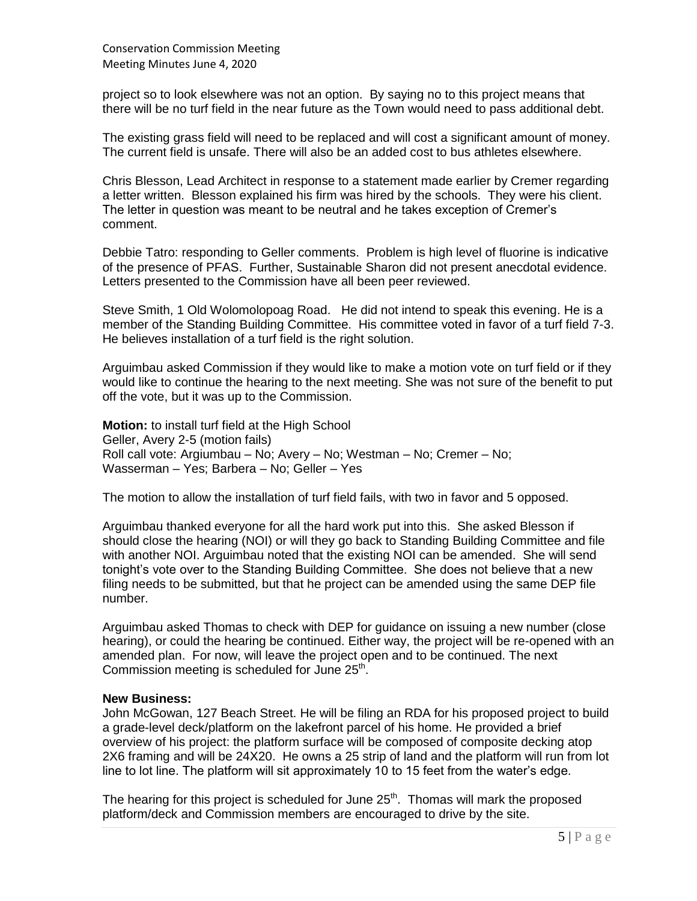project so to look elsewhere was not an option. By saying no to this project means that there will be no turf field in the near future as the Town would need to pass additional debt.

The existing grass field will need to be replaced and will cost a significant amount of money. The current field is unsafe. There will also be an added cost to bus athletes elsewhere.

Chris Blesson, Lead Architect in response to a statement made earlier by Cremer regarding a letter written. Blesson explained his firm was hired by the schools. They were his client. The letter in question was meant to be neutral and he takes exception of Cremer's comment.

Debbie Tatro: responding to Geller comments. Problem is high level of fluorine is indicative of the presence of PFAS. Further, Sustainable Sharon did not present anecdotal evidence. Letters presented to the Commission have all been peer reviewed.

Steve Smith, 1 Old Wolomolopoag Road. He did not intend to speak this evening. He is a member of the Standing Building Committee. His committee voted in favor of a turf field 7-3. He believes installation of a turf field is the right solution.

Arguimbau asked Commission if they would like to make a motion vote on turf field or if they would like to continue the hearing to the next meeting. She was not sure of the benefit to put off the vote, but it was up to the Commission.

**Motion:** to install turf field at the High School
Geller, Avery 2-5 (motion fails)
Roll call vote: Argiumbau – No; Avery – No; Westman – No; Cremer – No; Wasserman – Yes; Barbera – No; Geller – Yes

The motion to allow the installation of turf field fails, with two in favor and 5 opposed.

Arguimbau thanked everyone for all the hard work put into this. She asked Blesson if should close the hearing (NOI) or will they go back to Standing Building Committee and file with another NOI. Arguimbau noted that the existing NOI can be amended. She will send tonight's vote over to the Standing Building Committee. She does not believe that a new filing needs to be submitted, but that he project can be amended using the same DEP file number.

Arguimbau asked Thomas to check with DEP for guidance on issuing a new number (close hearing), or could the hearing be continued. Either way, the project will be re-opened with an amended plan. For now, will leave the project open and to be continued. The next Commission meeting is scheduled for June 25th.

**New Business:**
John McGowan, 127 Beach Street. He will be filing an RDA for his proposed project to build a grade-level deck/platform on the lakefront parcel of his home. He provided a brief overview of his project: the platform surface will be composed of composite decking atop 2X6 framing and will be 24X20. He owns a 25 strip of land and the platform will run from lot line to lot line. The platform will sit approximately 10 to 15 feet from the water's edge.

The hearing for this project is scheduled for June 25th. Thomas will mark the proposed platform/deck and Commission members are encouraged to drive by the site.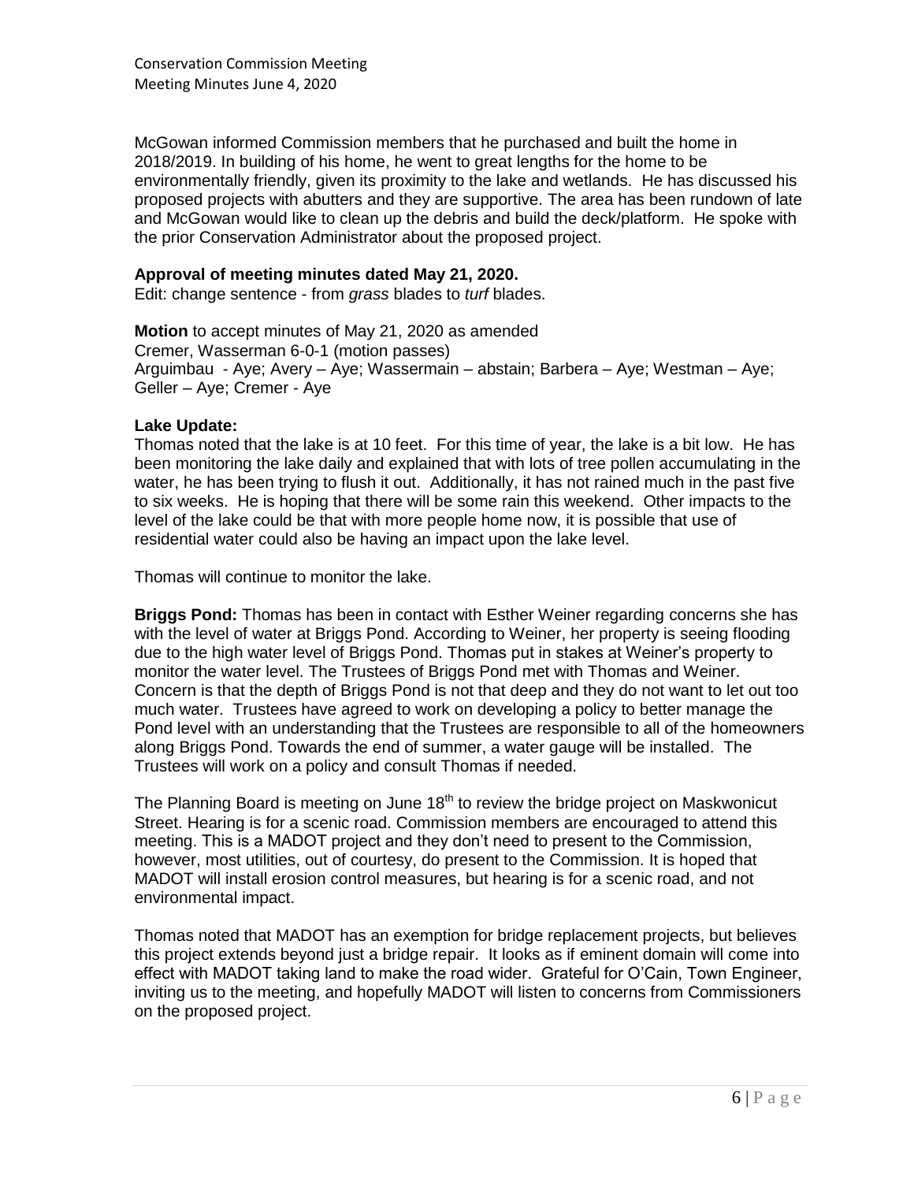McGowan informed Commission members that he purchased and built the home in 2018/2019. In building of his home, he went to great lengths for the home to be environmentally friendly, given its proximity to the lake and wetlands. He has discussed his proposed projects with abutters and they are supportive. The area has been rundown of late and McGowan would like to clean up the debris and build the deck/platform. He spoke with the prior Conservation Administrator about the proposed project.

**Approval of meeting minutes dated May 21, 2020.**
Edit: change sentence - from *grass* blades to *turf* blades.

**Motion** to accept minutes of May 21, 2020 as amended
Cremer, Wasserman 6-0-1 (motion passes)
Arguimbau - Aye; Avery – Aye; Wassermain – abstain; Barbera – Aye; Westman – Aye; Geller – Aye; Cremer - Aye

**Lake Update:**
Thomas noted that the lake is at 10 feet. For this time of year, the lake is a bit low. He has been monitoring the lake daily and explained that with lots of tree pollen accumulating in the water, he has been trying to flush it out. Additionally, it has not rained much in the past five to six weeks. He is hoping that there will be some rain this weekend. Other impacts to the level of the lake could be that with more people home now, it is possible that use of residential water could also be having an impact upon the lake level.

Thomas will continue to monitor the lake.

**Briggs Pond:** Thomas has been in contact with Esther Weiner regarding concerns she has with the level of water at Briggs Pond. According to Weiner, her property is seeing flooding due to the high water level of Briggs Pond. Thomas put in stakes at Weiner's property to monitor the water level. The Trustees of Briggs Pond met with Thomas and Weiner. Concern is that the depth of Briggs Pond is not that deep and they do not want to let out too much water. Trustees have agreed to work on developing a policy to better manage the Pond level with an understanding that the Trustees are responsible to all of the homeowners along Briggs Pond. Towards the end of summer, a water gauge will be installed. The Trustees will work on a policy and consult Thomas if needed.

The Planning Board is meeting on June 18th to review the bridge project on Maskwonicut Street. Hearing is for a scenic road. Commission members are encouraged to attend this meeting. This is a MADOT project and they don't need to present to the Commission, however, most utilities, out of courtesy, do present to the Commission. It is hoped that MADOT will install erosion control measures, but hearing is for a scenic road, and not environmental impact.

Thomas noted that MADOT has an exemption for bridge replacement projects, but believes this project extends beyond just a bridge repair. It looks as if eminent domain will come into effect with MADOT taking land to make the road wider. Grateful for O'Cain, Town Engineer, inviting us to the meeting, and hopefully MADOT will listen to concerns from Commissioners on the proposed project.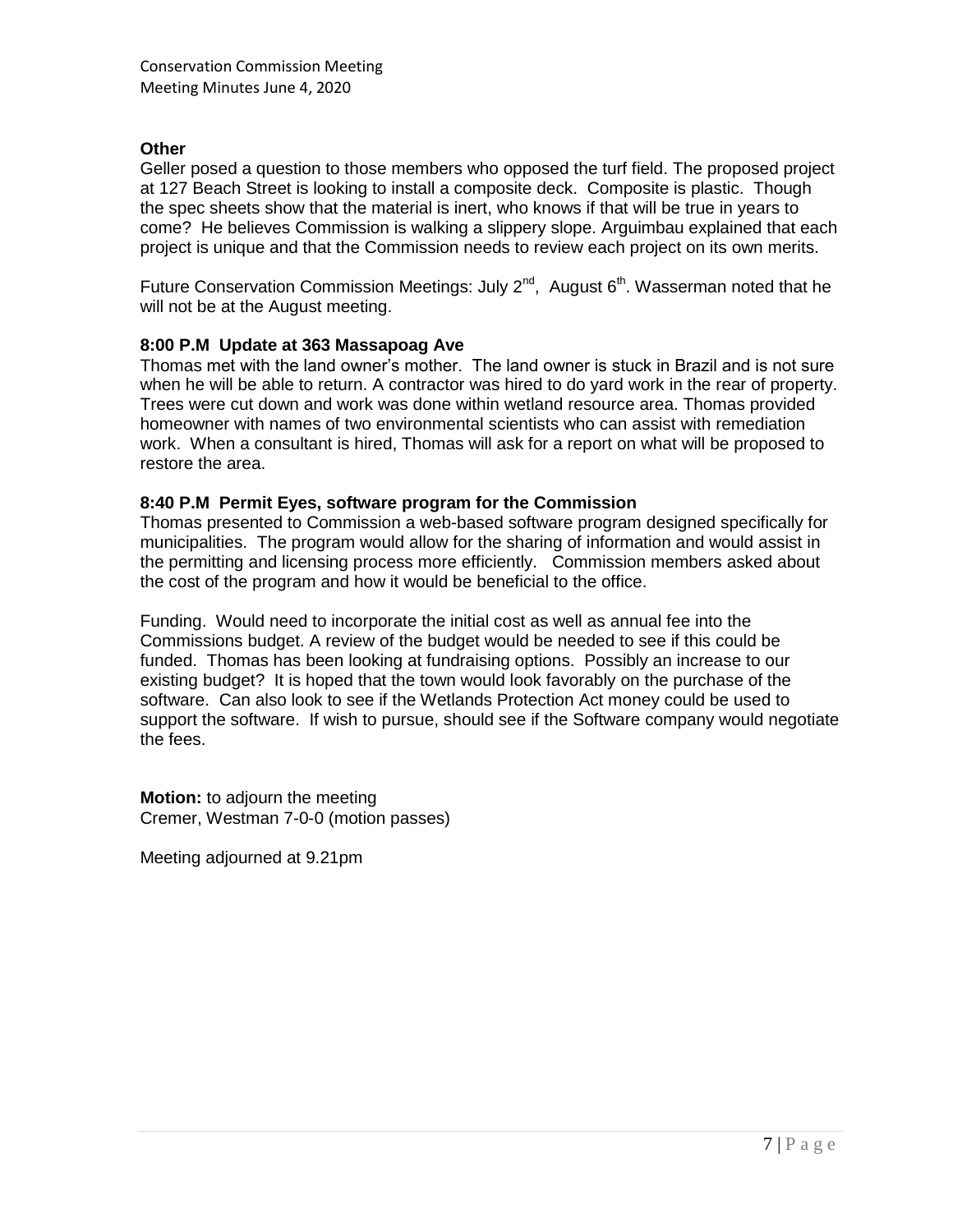**Other**

Geller posed a question to those members who opposed the turf field. The proposed project at 127 Beach Street is looking to install a composite deck. Composite is plastic. Though the spec sheets show that the material is inert, who knows if that will be true in years to come? He believes Commission is walking a slippery slope. Arguimbau explained that each project is unique and that the Commission needs to review each project on its own merits.

Future Conservation Commission Meetings: July 2nd, August 6th. Wasserman noted that he will not be at the August meeting.

**8:00 P.M Update at 363 Massapoag Ave**

Thomas met with the land owner's mother. The land owner is stuck in Brazil and is not sure when he will be able to return. A contractor was hired to do yard work in the rear of property. Trees were cut down and work was done within wetland resource area. Thomas provided homeowner with names of two environmental scientists who can assist with remediation work. When a consultant is hired, Thomas will ask for a report on what will be proposed to restore the area.

**8:40 P.M Permit Eyes, software program for the Commission**

Thomas presented to Commission a web-based software program designed specifically for municipalities. The program would allow for the sharing of information and would assist in the permitting and licensing process more efficiently. Commission members asked about the cost of the program and how it would be beneficial to the office.

Funding. Would need to incorporate the initial cost as well as annual fee into the Commissions budget. A review of the budget would be needed to see if this could be funded. Thomas has been looking at fundraising options. Possibly an increase to our existing budget? It is hoped that the town would look favorably on the purchase of the software. Can also look to see if the Wetlands Protection Act money could be used to support the software. If wish to pursue, should see if the Software company would negotiate the fees.

**Motion:** to adjourn the meeting
Cremer, Westman 7-0-0 (motion passes)

Meeting adjourned at 9.21pm